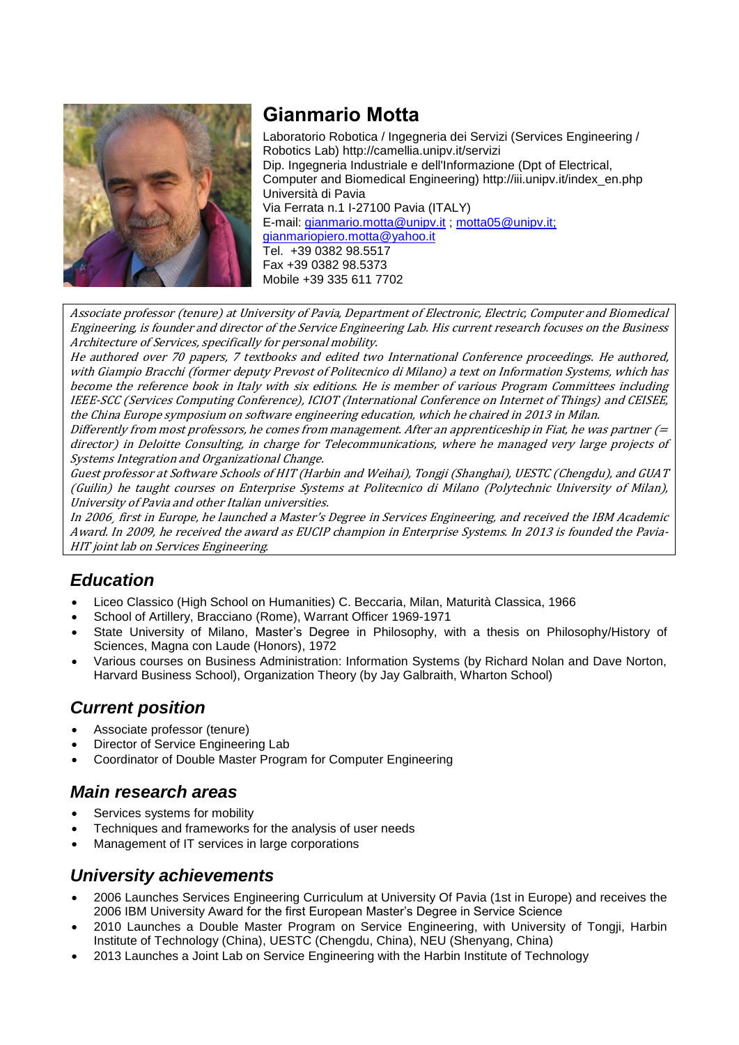# Gianmario Motta

Laboratorio Robotica / Ingegneria dei Servizi (Services Engineering / Robotics Lab) http://camellia.unipv.it/servizi
Dip. Ingegneria Industriale e dell'Informazione (Dpt of Electrical, Computer and Biomedical Engineering) http://iii.unipv.it/index_en.php
Università di Pavia
Via Ferrata n.1 I-27100 Pavia (ITALY)
E-mail: gianmario.motta@unipv.it ; motta05@unipv.it; gianmariopiero.motta@yahoo.it
Tel. +39 0382 98.5517
Fax +39 0382 98.5373
Mobile +39 335 611 7702

*Associate professor (tenure) at University of Pavia, Department of Electronic, Electric, Computer and Biomedical Engineering, is founder and director of the Service Engineering Lab. His current research focuses on the Business Architecture of Services, specifically for personal mobility.*
*He authored over 70 papers, 7 textbooks and edited two International Conference proceedings. He authored, with Giampio Bracchi (former deputy Prevost of Politecnico di Milano) a text on Information Systems, which has become the reference book in Italy with six editions. He is member of various Program Committees including IEEE-SCC (Services Computing Conference), ICIOT (International Conference on Internet of Things) and CEISEE, the China Europe symposium on software engineering education, which he chaired in 2013 in Milan.*
*Differently from most professors, he comes from management. After an apprenticeship in Fiat, he was partner (= director) in Deloitte Consulting, in charge for Telecommunications, where he managed very large projects of Systems Integration and Organizational Change.*
*Guest professor at Software Schools of HIT (Harbin and Weihai), Tongji (Shanghai), UESTC (Chengdu), and GUAT (Guilin) he taught courses on Enterprise Systems at Politecnico di Milano (Polytechnic University of Milan), University of Pavia and other Italian universities.*
*In 2006, first in Europe, he launched a Master's Degree in Services Engineering, and received the IBM Academic Award. In 2009, he received the award as EUCIP champion in Enterprise Systems. In 2013 is founded the Pavia-HIT joint lab on Services Engineering.*

## Education

- Liceo Classico (High School on Humanities) C. Beccaria, Milan, Maturità Classica, 1966
- School of Artillery, Bracciano (Rome), Warrant Officer 1969-1971
- State University of Milano, Master's Degree in Philosophy, with a thesis on Philosophy/History of Sciences, Magna con Laude (Honors), 1972
- Various courses on Business Administration: Information Systems (by Richard Nolan and Dave Norton, Harvard Business School), Organization Theory (by Jay Galbraith, Wharton School)

## Current position

- Associate professor (tenure)
- Director of Service Engineering Lab
- Coordinator of Double Master Program for Computer Engineering

## Main research areas

- Services systems for mobility
- Techniques and frameworks for the analysis of user needs
- Management of IT services in large corporations

## University achievements

- 2006 Launches Services Engineering Curriculum at University Of Pavia (1st in Europe) and receives the 2006 IBM University Award for the first European Master's Degree in Service Science
- 2010 Launches a Double Master Program on Service Engineering, with University of Tongji, Harbin Institute of Technology (China), UESTC (Chengdu, China), NEU (Shenyang, China)
- 2013 Launches a Joint Lab on Service Engineering with the Harbin Institute of Technology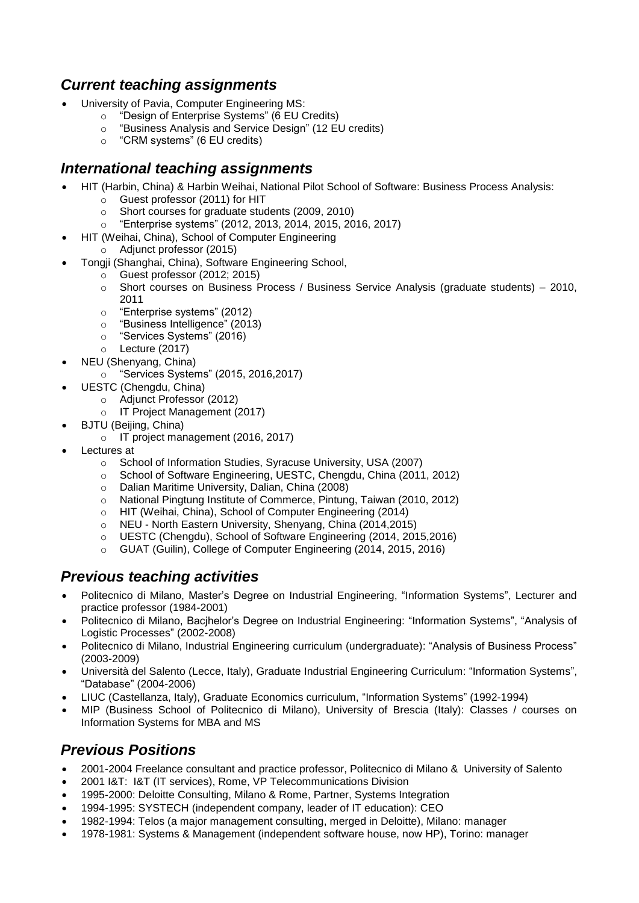## *Current teaching assignments*

- University of Pavia, Computer Engineering MS:
  - "Design of Enterprise Systems" (6 EU Credits)
  - "Business Analysis and Service Design" (12 EU credits)
  - "CRM systems" (6 EU credits)

## *International teaching assignments*

- HIT (Harbin, China) & Harbin Weihai, National Pilot School of Software: Business Process Analysis:
  - Guest professor (2011) for HIT
  - Short courses for graduate students (2009, 2010)
  - "Enterprise systems" (2012, 2013, 2014, 2015, 2016, 2017)
- HIT (Weihai, China), School of Computer Engineering
  - Adjunct professor (2015)
- Tongji (Shanghai, China), Software Engineering School,
  - Guest professor (2012; 2015)
  - Short courses on Business Process / Business Service Analysis (graduate students) – 2010, 2011
  - "Enterprise systems" (2012)
  - "Business Intelligence" (2013)
  - "Services Systems" (2016)
  - Lecture (2017)
- NEU (Shenyang, China)
  - "Services Systems" (2015, 2016,2017)
- UESTC (Chengdu, China)
  - Adjunct Professor (2012)
  - IT Project Management (2017)
- BJTU (Beijing, China)
  - IT project management (2016, 2017)
- Lectures at
  - School of Information Studies, Syracuse University, USA (2007)
  - School of Software Engineering, UESTC, Chengdu, China (2011, 2012)
  - Dalian Maritime University, Dalian, China (2008)
  - National Pingtung Institute of Commerce, Pintung, Taiwan (2010, 2012)
  - HIT (Weihai, China), School of Computer Engineering (2014)
  - NEU - North Eastern University, Shenyang, China (2014,2015)
  - UESTC (Chengdu), School of Software Engineering (2014, 2015,2016)
  - GUAT (Guilin), College of Computer Engineering (2014, 2015, 2016)

## *Previous teaching activities*

- Politecnico di Milano, Master's Degree on Industrial Engineering, "Information Systems", Lecturer and practice professor (1984-2001)
- Politecnico di Milano, Bacjhelor's Degree on Industrial Engineering: "Information Systems", "Analysis of Logistic Processes" (2002-2008)
- Politecnico di Milano, Industrial Engineering curriculum (undergraduate): "Analysis of Business Process" (2003-2009)
- Università del Salento (Lecce, Italy), Graduate Industrial Engineering Curriculum: "Information Systems", "Database" (2004-2006)
- LIUC (Castellanza, Italy), Graduate Economics curriculum, "Information Systems" (1992-1994)
- MIP (Business School of Politecnico di Milano), University of Brescia (Italy): Classes / courses on Information Systems for MBA and MS

## *Previous Positions*

- 2001-2004 Freelance consultant and practice professor, Politecnico di Milano & University of Salento
- 2001 I&T: I&T (IT services), Rome, VP Telecommunications Division
- 1995-2000: Deloitte Consulting, Milano & Rome, Partner, Systems Integration
- 1994-1995: SYSTECH (independent company, leader of IT education): CEO
- 1982-1994: Telos (a major management consulting, merged in Deloitte), Milano: manager
- 1978-1981: Systems & Management (independent software house, now HP), Torino: manager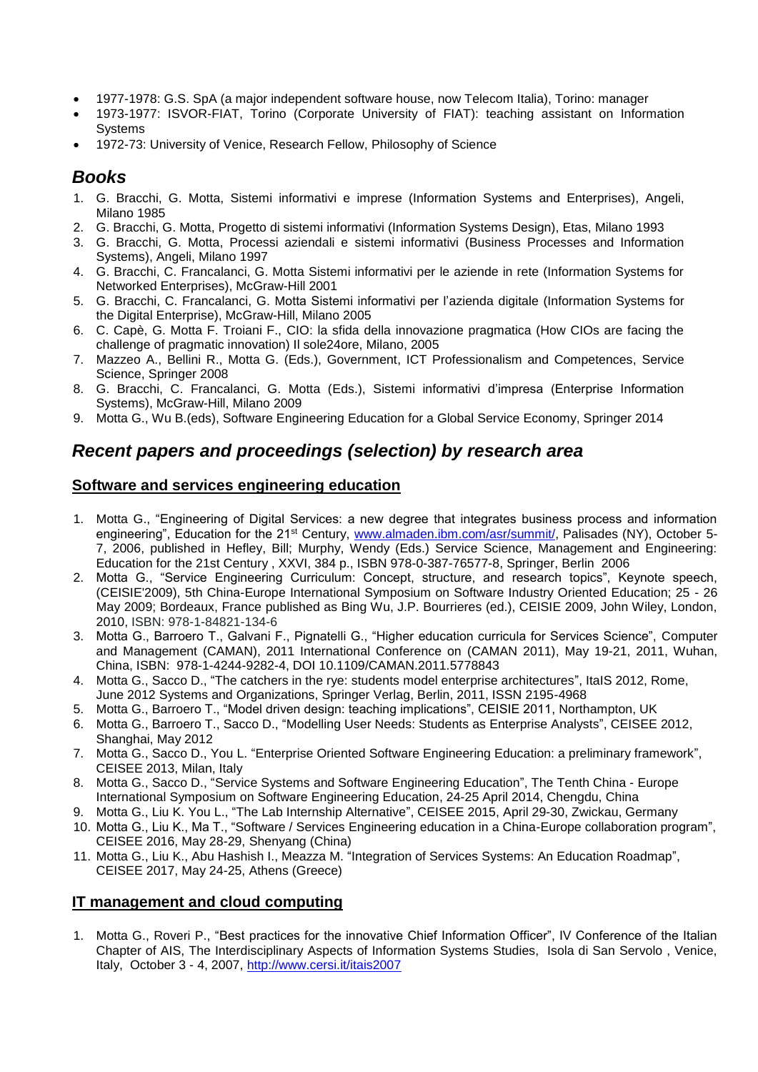- 1977-1978: G.S. SpA (a major independent software house, now Telecom Italia), Torino: manager
- 1973-1977: ISVOR-FIAT, Torino (Corporate University of FIAT): teaching assistant on Information Systems
- 1972-73: University of Venice, Research Fellow, Philosophy of Science

## *Books*

1. G. Bracchi, G. Motta, Sistemi informativi e imprese (Information Systems and Enterprises), Angeli, Milano 1985
2. G. Bracchi, G. Motta, Progetto di sistemi informativi (Information Systems Design), Etas, Milano 1993
3. G. Bracchi, G. Motta, Processi aziendali e sistemi informativi (Business Processes and Information Systems), Angeli, Milano 1997
4. G. Bracchi, C. Francalanci, G. Motta Sistemi informativi per le aziende in rete (Information Systems for Networked Enterprises), McGraw-Hill 2001
5. G. Bracchi, C. Francalanci, G. Motta Sistemi informativi per l'azienda digitale (Information Systems for the Digital Enterprise), McGraw-Hill, Milano 2005
6. C. Capè, G. Motta F. Troiani F., CIO: la sfida della innovazione pragmatica (How CIOs are facing the challenge of pragmatic innovation) Il sole24ore, Milano, 2005
7. Mazzeo A., Bellini R., Motta G. (Eds.), Government, ICT Professionalism and Competences, Service Science, Springer 2008
8. G. Bracchi, C. Francalanci, G. Motta (Eds.), Sistemi informativi d'impresa (Enterprise Information Systems), McGraw-Hill, Milano 2009
9. Motta G., Wu B.(eds), Software Engineering Education for a Global Service Economy, Springer 2014

## *Recent papers and proceedings (selection) by research area*

### Software and services engineering education

1. Motta G., "Engineering of Digital Services: a new degree that integrates business process and information engineering", Education for the 21st Century, www.almaden.ibm.com/asr/summit/, Palisades (NY), October 5-7, 2006, published in Hefley, Bill; Murphy, Wendy (Eds.) Service Science, Management and Engineering: Education for the 21st Century , XXVI, 384 p., ISBN 978-0-387-76577-8, Springer, Berlin 2006
2. Motta G., "Service Engineering Curriculum: Concept, structure, and research topics", Keynote speech, (CEISIE'2009), 5th China-Europe International Symposium on Software Industry Oriented Education; 25 - 26 May 2009; Bordeaux, France published as Bing Wu, J.P. Bourrieres (ed.), CEISIE 2009, John Wiley, London, 2010, ISBN: 978-1-84821-134-6
3. Motta G., Barroero T., Galvani F., Pignatelli G., "Higher education curricula for Services Science", Computer and Management (CAMAN), 2011 International Conference on (CAMAN 2011), May 19-21, 2011, Wuhan, China, ISBN: 978-1-4244-9282-4, DOI 10.1109/CAMAN.2011.5778843
4. Motta G., Sacco D., "The catchers in the rye: students model enterprise architectures", ItaIS 2012, Rome, June 2012 Systems and Organizations, Springer Verlag, Berlin, 2011, ISSN 2195-4968
5. Motta G., Barroero T., "Model driven design: teaching implications", CEISIE 2011, Northampton, UK
6. Motta G., Barroero T., Sacco D., "Modelling User Needs: Students as Enterprise Analysts", CEISEE 2012, Shanghai, May 2012
7. Motta G., Sacco D., You L. "Enterprise Oriented Software Engineering Education: a preliminary framework", CEISEE 2013, Milan, Italy
8. Motta G., Sacco D., "Service Systems and Software Engineering Education", The Tenth China - Europe International Symposium on Software Engineering Education, 24-25 April 2014, Chengdu, China
9. Motta G., Liu K. You L., "The Lab Internship Alternative", CEISEE 2015, April 29-30, Zwickau, Germany
10. Motta G., Liu K., Ma T., "Software / Services Engineering education in a China-Europe collaboration program", CEISEE 2016, May 28-29, Shenyang (China)
11. Motta G., Liu K., Abu Hashish I., Meazza M. "Integration of Services Systems: An Education Roadmap", CEISEE 2017, May 24-25, Athens (Greece)

### IT management and cloud computing

1. Motta G., Roveri P., "Best practices for the innovative Chief Information Officer", IV Conference of the Italian Chapter of AIS, The Interdisciplinary Aspects of Information Systems Studies, Isola di San Servolo , Venice, Italy, October 3 - 4, 2007, http://www.cersi.it/itais2007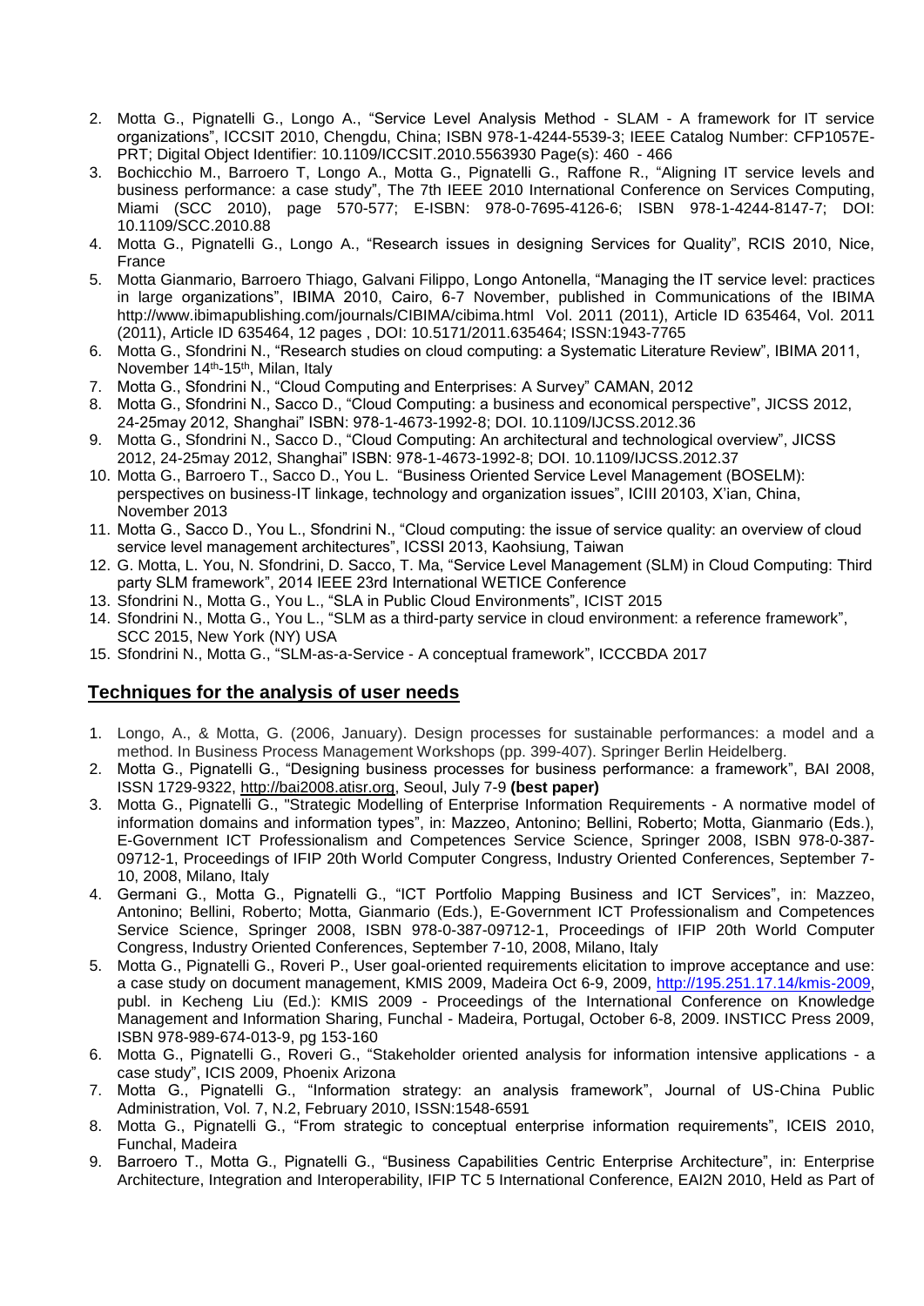2. Motta G., Pignatelli G., Longo A., "Service Level Analysis Method - SLAM - A framework for IT service organizations", ICCSIT 2010, Chengdu, China; ISBN 978-1-4244-5539-3; IEEE Catalog Number: CFP1057E-PRT; Digital Object Identifier: 10.1109/ICCSIT.2010.5563930 Page(s): 460 - 466
3. Bochicchio M., Barroero T, Longo A., Motta G., Pignatelli G., Raffone R., "Aligning IT service levels and business performance: a case study", The 7th IEEE 2010 International Conference on Services Computing, Miami (SCC 2010), page 570-577; E-ISBN: 978-0-7695-4126-6; ISBN 978-1-4244-8147-7; DOI: 10.1109/SCC.2010.88
4. Motta G., Pignatelli G., Longo A., "Research issues in designing Services for Quality", RCIS 2010, Nice, France
5. Motta Gianmario, Barroero Thiago, Galvani Filippo, Longo Antonella, "Managing the IT service level: practices in large organizations", IBIMA 2010, Cairo, 6-7 November, published in Communications of the IBIMA http://www.ibimapublishing.com/journals/CIBIMA/cibima.html Vol. 2011 (2011), Article ID 635464, Vol. 2011 (2011), Article ID 635464, 12 pages , DOI: 10.5171/2011.635464; ISSN:1943-7765
6. Motta G., Sfondrini N., "Research studies on cloud computing: a Systematic Literature Review", IBIMA 2011, November 14th-15th, Milan, Italy
7. Motta G., Sfondrini N., "Cloud Computing and Enterprises: A Survey" CAMAN, 2012
8. Motta G., Sfondrini N., Sacco D., "Cloud Computing: a business and economical perspective", JICSS 2012, 24-25may 2012, Shanghai" ISBN: 978-1-4673-1992-8; DOI. 10.1109/IJCSS.2012.36
9. Motta G., Sfondrini N., Sacco D., "Cloud Computing: An architectural and technological overview", JICSS 2012, 24-25may 2012, Shanghai" ISBN: 978-1-4673-1992-8; DOI. 10.1109/IJCSS.2012.37
10. Motta G., Barroero T., Sacco D., You L. "Business Oriented Service Level Management (BOSELM): perspectives on business-IT linkage, technology and organization issues", ICIII 20103, X'ian, China, November 2013
11. Motta G., Sacco D., You L., Sfondrini N., "Cloud computing: the issue of service quality: an overview of cloud service level management architectures", ICSSI 2013, Kaohsiung, Taiwan
12. G. Motta, L. You, N. Sfondrini, D. Sacco, T. Ma, "Service Level Management (SLM) in Cloud Computing: Third party SLM framework", 2014 IEEE 23rd International WETICE Conference
13. Sfondrini N., Motta G., You L., "SLA in Public Cloud Environments", ICIST 2015
14. Sfondrini N., Motta G., You L., "SLM as a third-party service in cloud environment: a reference framework", SCC 2015, New York (NY) USA
15. Sfondrini N., Motta G., "SLM-as-a-Service - A conceptual framework", ICCCBDA 2017

## Techniques for the analysis of user needs

1. Longo, A., & Motta, G. (2006, January). Design processes for sustainable performances: a model and a method. In Business Process Management Workshops (pp. 399-407). Springer Berlin Heidelberg.
2. Motta G., Pignatelli G., "Designing business processes for business performance: a framework", BAI 2008, ISSN 1729-9322, http://bai2008.atisr.org, Seoul, July 7-9 **(best paper)**
3. Motta G., Pignatelli G., "Strategic Modelling of Enterprise Information Requirements - A normative model of information domains and information types", in: Mazzeo, Antonino; Bellini, Roberto; Motta, Gianmario (Eds.), E-Government ICT Professionalism and Competences Service Science, Springer 2008, ISBN 978-0-387-09712-1, Proceedings of IFIP 20th World Computer Congress, Industry Oriented Conferences, September 7-10, 2008, Milano, Italy
4. Germani G., Motta G., Pignatelli G., "ICT Portfolio Mapping Business and ICT Services", in: Mazzeo, Antonino; Bellini, Roberto; Motta, Gianmario (Eds.), E-Government ICT Professionalism and Competences Service Science, Springer 2008, ISBN 978-0-387-09712-1, Proceedings of IFIP 20th World Computer Congress, Industry Oriented Conferences, September 7-10, 2008, Milano, Italy
5. Motta G., Pignatelli G., Roveri P., User goal-oriented requirements elicitation to improve acceptance and use: a case study on document management, KMIS 2009, Madeira Oct 6-9, 2009, http://195.251.17.14/kmis-2009, publ. in Kecheng Liu (Ed.): KMIS 2009 - Proceedings of the International Conference on Knowledge Management and Information Sharing, Funchal - Madeira, Portugal, October 6-8, 2009. INSTICC Press 2009, ISBN 978-989-674-013-9, pg 153-160
6. Motta G., Pignatelli G., Roveri G., "Stakeholder oriented analysis for information intensive applications - a case study", ICIS 2009, Phoenix Arizona
7. Motta G., Pignatelli G., "Information strategy: an analysis framework", Journal of US-China Public Administration, Vol. 7, N.2, February 2010, ISSN:1548-6591
8. Motta G., Pignatelli G., "From strategic to conceptual enterprise information requirements", ICEIS 2010, Funchal, Madeira
9. Barroero T., Motta G., Pignatelli G., "Business Capabilities Centric Enterprise Architecture", in: Enterprise Architecture, Integration and Interoperability, IFIP TC 5 International Conference, EAI2N 2010, Held as Part of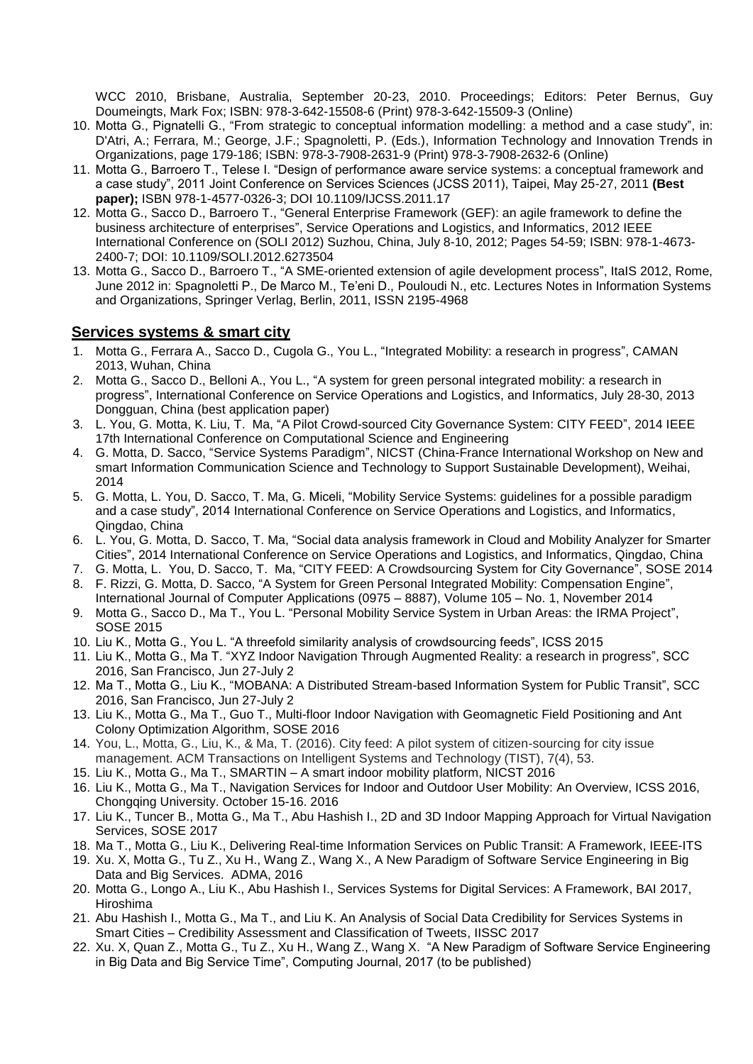WCC 2010, Brisbane, Australia, September 20-23, 2010. Proceedings; Editors: Peter Bernus, Guy Doumeingts, Mark Fox; ISBN: 978-3-642-15508-6 (Print) 978-3-642-15509-3 (Online)

10. Motta G., Pignatelli G., "From strategic to conceptual information modelling: a method and a case study", in: D'Atri, A.; Ferrara, M.; George, J.F.; Spagnoletti, P. (Eds.), Information Technology and Innovation Trends in Organizations, page 179-186; ISBN: 978-3-7908-2631-9 (Print) 978-3-7908-2632-6 (Online)
11. Motta G., Barroero T., Telese I. "Design of performance aware service systems: a conceptual framework and a case study", 2011 Joint Conference on Services Sciences (JCSS 2011), Taipei, May 25-27, 2011 **(Best paper);** ISBN 978-1-4577-0326-3; DOI 10.1109/IJCSS.2011.17
12. Motta G., Sacco D., Barroero T., "General Enterprise Framework (GEF): an agile framework to define the business architecture of enterprises", Service Operations and Logistics, and Informatics, 2012 IEEE International Conference on (SOLI 2012) Suzhou, China, July 8-10, 2012; Pages 54-59; ISBN: 978-1-4673-2400-7; DOI: 10.1109/SOLI.2012.6273504
13. Motta G., Sacco D., Barroero T., "A SME-oriented extension of agile development process", ItaIS 2012, Rome, June 2012 in: Spagnoletti P., De Marco M., Te'eni D., Pouloudi N., etc. Lectures Notes in Information Systems and Organizations, Springer Verlag, Berlin, 2011, ISSN 2195-4968

## Services systems & smart city

1. Motta G., Ferrara A., Sacco D., Cugola G., You L., "Integrated Mobility: a research in progress", CAMAN 2013, Wuhan, China
2. Motta G., Sacco D., Belloni A., You L., "A system for green personal integrated mobility: a research in progress", International Conference on Service Operations and Logistics, and Informatics, July 28-30, 2013 Dongguan, China (best application paper)
3. L. You, G. Motta, K. Liu, T. Ma, "A Pilot Crowd-sourced City Governance System: CITY FEED", 2014 IEEE 17th International Conference on Computational Science and Engineering
4. G. Motta, D. Sacco, "Service Systems Paradigm", NICST (China-France International Workshop on New and smart Information Communication Science and Technology to Support Sustainable Development), Weihai, 2014
5. G. Motta, L. You, D. Sacco, T. Ma, G. Miceli, "Mobility Service Systems: guidelines for a possible paradigm and a case study", 2014 International Conference on Service Operations and Logistics, and Informatics, Qingdao, China
6. L. You, G. Motta, D. Sacco, T. Ma, "Social data analysis framework in Cloud and Mobility Analyzer for Smarter Cities", 2014 International Conference on Service Operations and Logistics, and Informatics, Qingdao, China
7. G. Motta, L. You, D. Sacco, T. Ma, "CITY FEED: A Crowdsourcing System for City Governance", SOSE 2014
8. F. Rizzi, G. Motta, D. Sacco, "A System for Green Personal Integrated Mobility: Compensation Engine", International Journal of Computer Applications (0975 – 8887), Volume 105 – No. 1, November 2014
9. Motta G., Sacco D., Ma T., You L. "Personal Mobility Service System in Urban Areas: the IRMA Project", SOSE 2015
10. Liu K., Motta G., You L. "A threefold similarity analysis of crowdsourcing feeds", ICSS 2015
11. Liu K., Motta G., Ma T. "XYZ Indoor Navigation Through Augmented Reality: a research in progress", SCC 2016, San Francisco, Jun 27-July 2
12. Ma T., Motta G., Liu K., "MOBANA: A Distributed Stream-based Information System for Public Transit", SCC 2016, San Francisco, Jun 27-July 2
13. Liu K., Motta G., Ma T., Guo T., Multi-floor Indoor Navigation with Geomagnetic Field Positioning and Ant Colony Optimization Algorithm, SOSE 2016
14. You, L., Motta, G., Liu, K., & Ma, T. (2016). City feed: A pilot system of citizen-sourcing for city issue management. ACM Transactions on Intelligent Systems and Technology (TIST), 7(4), 53.
15. Liu K., Motta G., Ma T., SMARTIN – A smart indoor mobility platform, NICST 2016
16. Liu K., Motta G., Ma T., Navigation Services for Indoor and Outdoor User Mobility: An Overview, ICSS 2016, Chongqing University. October 15-16. 2016
17. Liu K., Tuncer B., Motta G., Ma T., Abu Hashish I., 2D and 3D Indoor Mapping Approach for Virtual Navigation Services, SOSE 2017
18. Ma T., Motta G., Liu K., Delivering Real-time Information Services on Public Transit: A Framework, IEEE-ITS
19. Xu. X, Motta G., Tu Z., Xu H., Wang Z., Wang X., A New Paradigm of Software Service Engineering in Big Data and Big Services. ADMA, 2016
20. Motta G., Longo A., Liu K., Abu Hashish I., Services Systems for Digital Services: A Framework, BAI 2017, Hiroshima
21. Abu Hashish I., Motta G., Ma T., and Liu K. An Analysis of Social Data Credibility for Services Systems in Smart Cities – Credibility Assessment and Classification of Tweets, IISSC 2017
22. Xu. X, Quan Z., Motta G., Tu Z., Xu H., Wang Z., Wang X. "A New Paradigm of Software Service Engineering in Big Data and Big Service Time", Computing Journal, 2017 (to be published)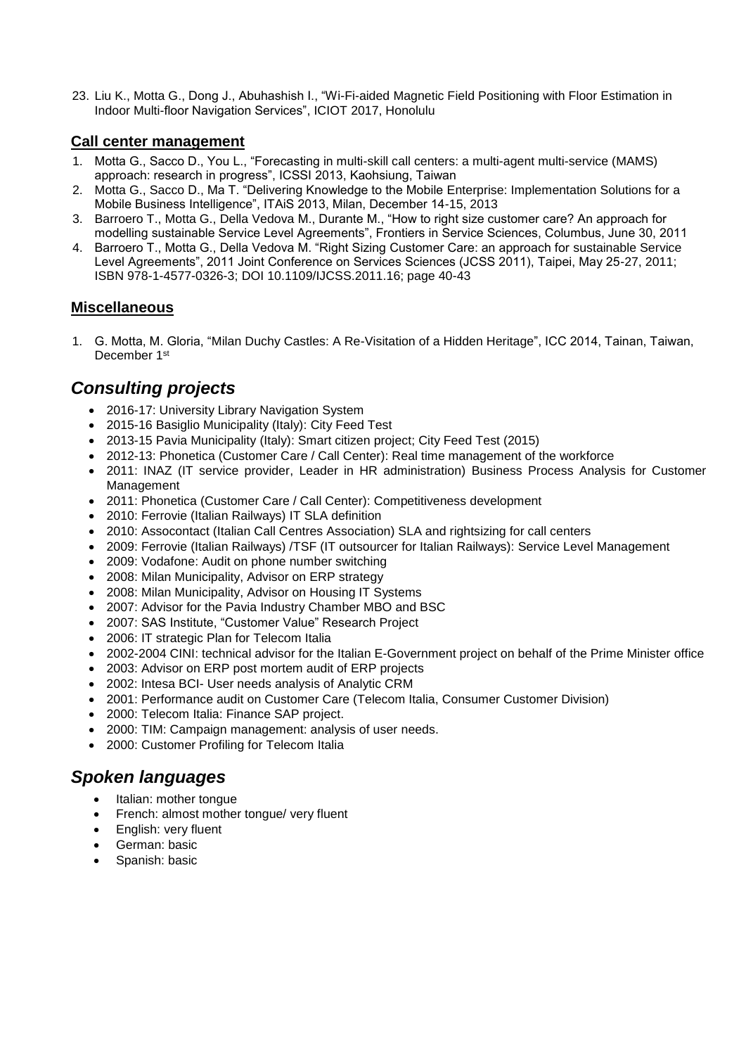23. Liu K., Motta G., Dong J., Abuhashish I., "Wi-Fi-aided Magnetic Field Positioning with Floor Estimation in Indoor Multi-floor Navigation Services", ICIOT 2017, Honolulu

### Call center management

1. Motta G., Sacco D., You L., "Forecasting in multi-skill call centers: a multi-agent multi-service (MAMS) approach: research in progress", ICSSI 2013, Kaohsiung, Taiwan
2. Motta G., Sacco D., Ma T. "Delivering Knowledge to the Mobile Enterprise: Implementation Solutions for a Mobile Business Intelligence", ITAiS 2013, Milan, December 14-15, 2013
3. Barroero T., Motta G., Della Vedova M., Durante M., "How to right size customer care? An approach for modelling sustainable Service Level Agreements", Frontiers in Service Sciences, Columbus, June 30, 2011
4. Barroero T., Motta G., Della Vedova M. "Right Sizing Customer Care: an approach for sustainable Service Level Agreements", 2011 Joint Conference on Services Sciences (JCSS 2011), Taipei, May 25-27, 2011; ISBN 978-1-4577-0326-3; DOI 10.1109/IJCSS.2011.16; page 40-43

### Miscellaneous

1. G. Motta, M. Gloria, "Milan Duchy Castles: A Re-Visitation of a Hidden Heritage", ICC 2014, Tainan, Taiwan, December 1st

## *Consulting projects*

- 2016-17: University Library Navigation System
- 2015-16 Basiglio Municipality (Italy): City Feed Test
- 2013-15 Pavia Municipality (Italy): Smart citizen project; City Feed Test (2015)
- 2012-13: Phonetica (Customer Care / Call Center): Real time management of the workforce
- 2011: INAZ (IT service provider, Leader in HR administration) Business Process Analysis for Customer Management
- 2011: Phonetica (Customer Care / Call Center): Competitiveness development
- 2010: Ferrovie (Italian Railways) IT SLA definition
- 2010: Assocontact (Italian Call Centres Association) SLA and rightsizing for call centers
- 2009: Ferrovie (Italian Railways) /TSF (IT outsourcer for Italian Railways): Service Level Management
- 2009: Vodafone: Audit on phone number switching
- 2008: Milan Municipality, Advisor on ERP strategy
- 2008: Milan Municipality, Advisor on Housing IT Systems
- 2007: Advisor for the Pavia Industry Chamber MBO and BSC
- 2007: SAS Institute, "Customer Value" Research Project
- 2006: IT strategic Plan for Telecom Italia
- 2002-2004 CINI: technical advisor for the Italian E-Government project on behalf of the Prime Minister office
- 2003: Advisor on ERP post mortem audit of ERP projects
- 2002: Intesa BCI- User needs analysis of Analytic CRM
- 2001: Performance audit on Customer Care (Telecom Italia, Consumer Customer Division)
- 2000: Telecom Italia: Finance SAP project.
- 2000: TIM: Campaign management: analysis of user needs.
- 2000: Customer Profiling for Telecom Italia

## *Spoken languages*

- Italian: mother tongue
- French: almost mother tongue/ very fluent
- English: very fluent
- German: basic
- Spanish: basic